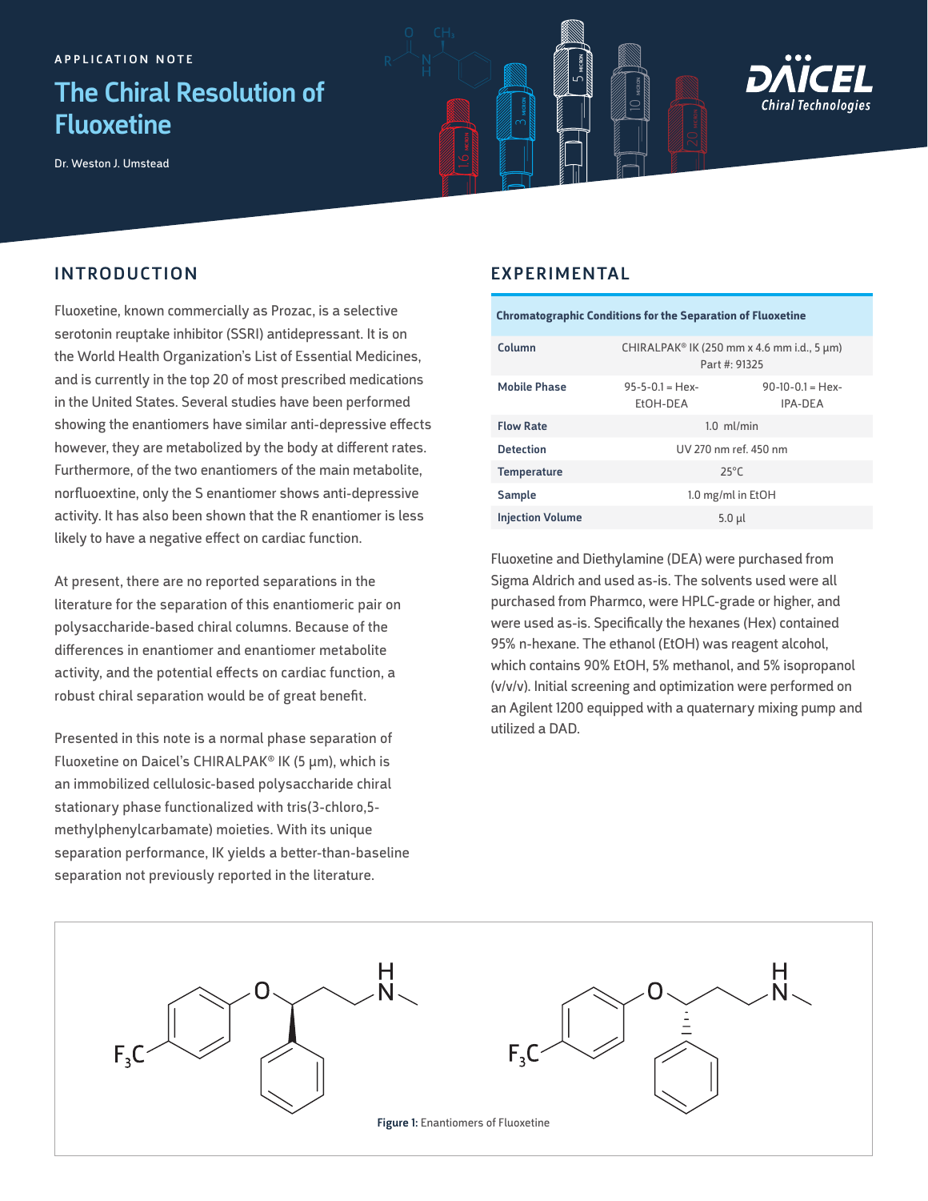APPLICATION NOTE

# The Chiral Resolution of Fluoxetine

Dr. Weston J. Umstead

## INTRODUCTION

Fluoxetine, known commercially as Prozac, is a selective serotonin reuptake inhibitor (SSRI) antidepressant. It is on the World Health Organization's List of Essential Medicines, and is currently in the top 20 of most prescribed medications in the United States. Several studies have been performed showing the enantiomers have similar anti-depressive effects however, they are metabolized by the body at different rates. Furthermore, of the two enantiomers of the main metabolite, norfluoextine, only the S enantiomer shows anti-depressive activity. It has also been shown that the R enantiomer is less likely to have a negative effect on cardiac function.

At present, there are no reported separations in the literature for the separation of this enantiomeric pair on polysaccharide-based chiral columns. Because of the differences in enantiomer and enantiomer metabolite activity, and the potential effects on cardiac function, a robust chiral separation would be of great benefit.

Presented in this note is a normal phase separation of Fluoxetine on Daicel's CHIRALPAK® IK (5 µm), which is an immobilized cellulosic-based polysaccharide chiral stationary phase functionalized with tris(3-chloro,5-methylphenylcarbamate) moieties. With its unique separation performance, IK yields a better-than-baseline separation not previously reported in the literature.

## EXPERIMENTAL

| Chromatographic Conditions for the Separation of Fluoxetine | | |
|---|---|---|
| Column | CHIRALPAK® IK (250 mm x 4.6 mm i.d., 5 µm) Part #: 91325 | |
| Mobile Phase | 95-5-0.1 = Hex-EtOH-DEA | 90-10-0.1 = Hex-IPA-DEA |
| Flow Rate | 1.0 ml/min | |
| Detection | UV 270 nm ref. 450 nm | |
| Temperature | 25°C | |
| Sample | 1.0 mg/ml in EtOH | |
| Injection Volume | 5.0 µl | |

Fluoxetine and Diethylamine (DEA) were purchased from Sigma Aldrich and used as-is. The solvents used were all purchased from Pharmco, were HPLC-grade or higher, and were used as-is. Specifically the hexanes (Hex) contained 95% n-hexane. The ethanol (EtOH) was reagent alcohol, which contains 90% EtOH, 5% methanol, and 5% isopropanol (v/v/v). Initial screening and optimization were performed on an Agilent 1200 equipped with a quaternary mixing pump and utilized a DAD.

**Figure 1:** Enantiomers of Fluoxetine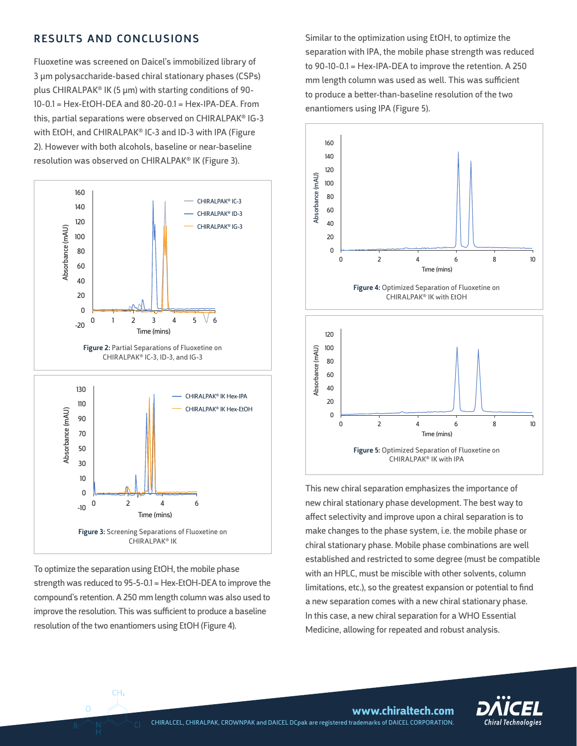## RESULTS AND CONCLUSIONS

Fluoxetine was screened on Daicel's immobilized library of 3 µm polysaccharide-based chiral stationary phases (CSPs) plus CHIRALPAK® IK (5 µm) with starting conditions of 90-10-0.1 = Hex-EtOH-DEA and 80-20-0.1 = Hex-IPA-DEA. From this, partial separations were observed on CHIRALPAK® IG-3 with EtOH, and CHIRALPAK® IC-3 and ID-3 with IPA (Figure 2). However with both alcohols, baseline or near-baseline resolution was observed on CHIRALPAK® IK (Figure 3).

160
140
120
100
80
60
40
20
0
-20
Absorbance (mAU)
0 1 2 3 4 5 6
Time (mins)
CHIRALPAK® IC-3
CHIRALPAK® ID-3
CHIRALPAK® IG-3

**Figure 2:** Partial Separations of Fluoxetine on CHIRALPAK® IC-3, ID-3, and IG-3

130
110
90
70
50
30
10
0
-10
Absorbance (mAU)
0 2 4 6
Time (mins)
CHIRALPAK® IK Hex-IPA
CHIRALPAK® IK Hex-EtOH

**Figure 3:** Screening Separations of Fluoxetine on CHIRALPAK® IK

To optimize the separation using EtOH, the mobile phase strength was reduced to 95-5-0.1 = Hex-EtOH-DEA to improve the compound's retention. A 250 mm length column was also used to improve the resolution. This was sufficient to produce a baseline resolution of the two enantiomers using EtOH (Figure 4).

Similar to the optimization using EtOH, to optimize the separation with IPA, the mobile phase strength was reduced to 90-10-0.1 = Hex-IPA-DEA to improve the retention. A 250 mm length column was used as well. This was sufficient to produce a better-than-baseline resolution of the two enantiomers using IPA (Figure 5).

160
140
120
100
80
60
40
20
0
Absorbance (mAU)
0 2 4 6 8 10
Time (mins)

**Figure 4:** Optimized Separation of Fluoxetine on CHIRALPAK® IK with EtOH

120
100
80
60
40
20
0
Absorbance (mAU)
0 2 4 6 8 10
Time (mins)

**Figure 5:** Optimized Separation of Fluoxetine on CHIRALPAK® IK with IPA

This new chiral separation emphasizes the importance of new chiral stationary phase development. The best way to affect selectivity and improve upon a chiral separation is to make changes to the phase system, i.e. the mobile phase or chiral stationary phase. Mobile phase combinations are well established and restricted to some degree (must be compatible with an HPLC, must be miscible with other solvents, column limitations, etc.), so the greatest expansion or potential to find a new separation comes with a new chiral stationary phase. In this case, a new chiral separation for a WHO Essential Medicine, allowing for repeated and robust analysis.

www.chiraltech.com

CHIRALCEL, CHIRALPAK, CROWNPAK and DAICEL DCpak are registered trademarks of DAICEL CORPORATION.

DAICEL Chiral Technologies